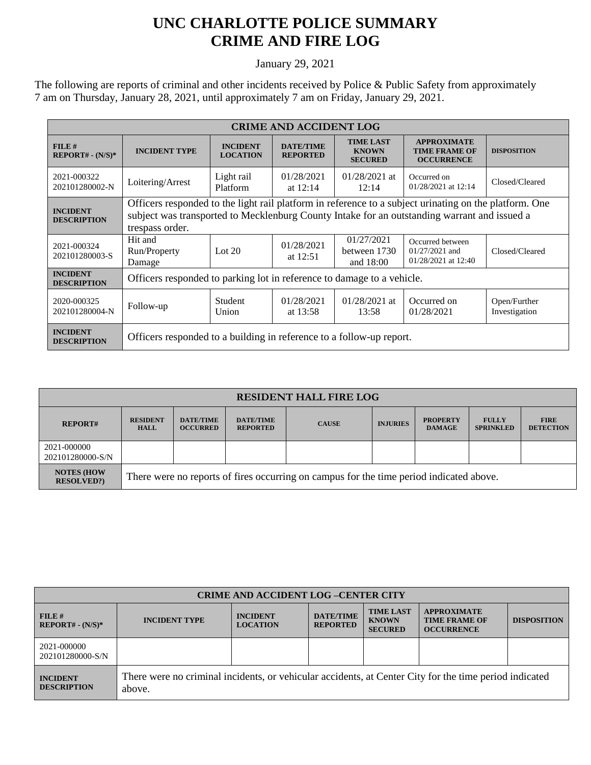# UNC CHARLOTTE POLICE SUMMARY
# CRIME AND FIRE LOG

January 29, 2021

The following are reports of criminal and other incidents received by Police & Public Safety from approximately 7 am on Thursday, January 28, 2021, until approximately 7 am on Friday, January 29, 2021.

| CRIME AND ACCIDENT LOG | | | | | | |
|---|---|---|---|---|---|---|
| **FILE # REPORT# - (N/S)*** | **INCIDENT TYPE** | **INCIDENT LOCATION** | **DATE/TIME REPORTED** | **TIME LAST KNOWN SECURED** | **APPROXIMATE TIME FRAME OF OCCURRENCE** | **DISPOSITION** |
| 2021-000322 202101280002-N | Loitering/Arrest | Light rail Platform | 01/28/2021 at 12:14 | 01/28/2021 at 12:14 | Occurred on 01/28/2021 at 12:14 | Closed/Cleared |
| **INCIDENT DESCRIPTION** | Officers responded to the light rail platform in reference to a subject urinating on the platform. One subject was transported to Mecklenburg County Intake for an outstanding warrant and issued a trespass order. | | | | | |
| 2021-000324 202101280003-S | Hit and Run/Property Damage | Lot 20 | 01/28/2021 at 12:51 | 01/27/2021 between 1730 and 18:00 | Occurred between 01/27/2021 and 01/28/2021 at 12:40 | Closed/Cleared |
| **INCIDENT DESCRIPTION** | Officers responded to parking lot in reference to damage to a vehicle. | | | | | |
| 2020-000325 202101280004-N | Follow-up | Student Union | 01/28/2021 at 13:58 | 01/28/2021 at 13:58 | Occurred on 01/28/2021 | Open/Further Investigation |
| **INCIDENT DESCRIPTION** | Officers responded to a building in reference to a follow-up report. | | | | | |

| RESIDENT HALL FIRE LOG | | | | | | | | |
|---|---|---|---|---|---|---|---|---|
| **REPORT#** | **RESIDENT HALL** | **DATE/TIME OCCURRED** | **DATE/TIME REPORTED** | **CAUSE** | **INJURIES** | **PROPERTY DAMAGE** | **FULLY SPRINKLED** | **FIRE DETECTION** |
| 2021-000000 202101280000-S/N | | | | | | | | |
| **NOTES (HOW RESOLVED?)** | There were no reports of fires occurring on campus for the time period indicated above. | | | | | | | |

| CRIME AND ACCIDENT LOG –CENTER CITY | | | | | | |
|---|---|---|---|---|---|---|
| **FILE # REPORT# - (N/S)*** | **INCIDENT TYPE** | **INCIDENT LOCATION** | **DATE/TIME REPORTED** | **TIME LAST KNOWN SECURED** | **APPROXIMATE TIME FRAME OF OCCURRENCE** | **DISPOSITION** |
| 2021-000000 202101280000-S/N | | | | | | |
| **INCIDENT DESCRIPTION** | There were no criminal incidents, or vehicular accidents, at Center City for the time period indicated above. | | | | | |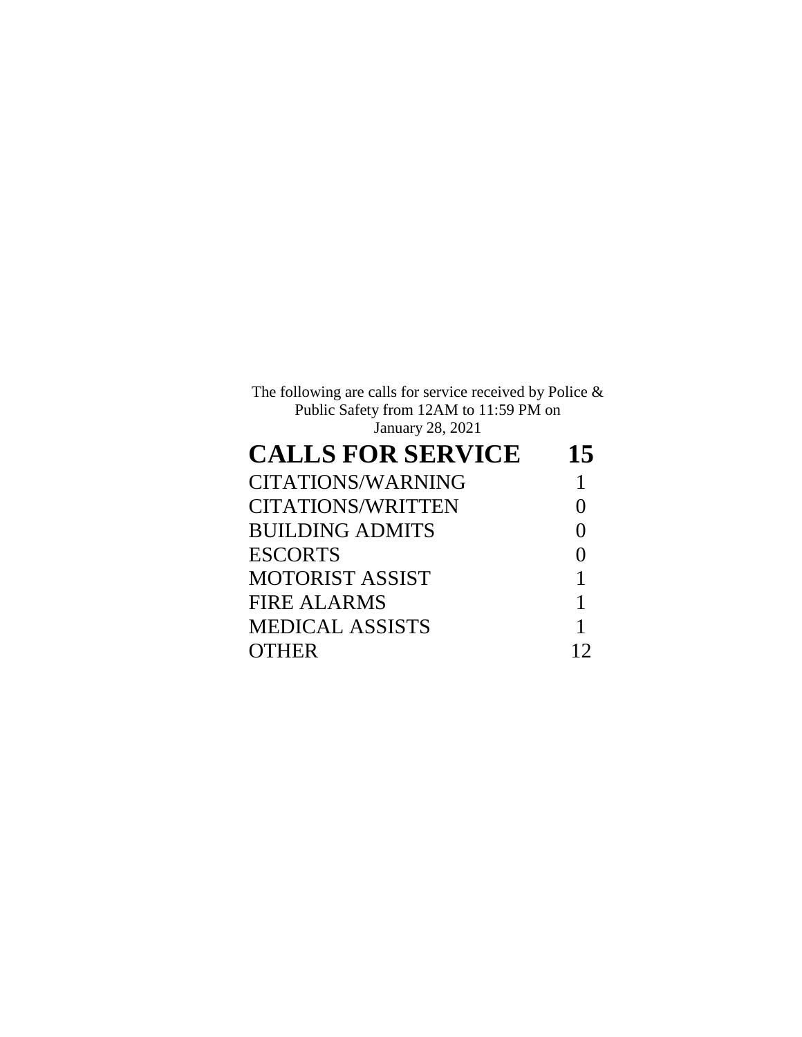The following are calls for service received by Police & Public Safety from 12AM to 11:59 PM on January 28, 2021

| | |
|---|---|
| **CALLS FOR SERVICE** | **15** |
| CITATIONS/WARNING | 1 |
| CITATIONS/WRITTEN | 0 |
| BUILDING ADMITS | 0 |
| ESCORTS | 0 |
| MOTORIST ASSIST | 1 |
| FIRE ALARMS | 1 |
| MEDICAL ASSISTS | 1 |
| OTHER | 12 |